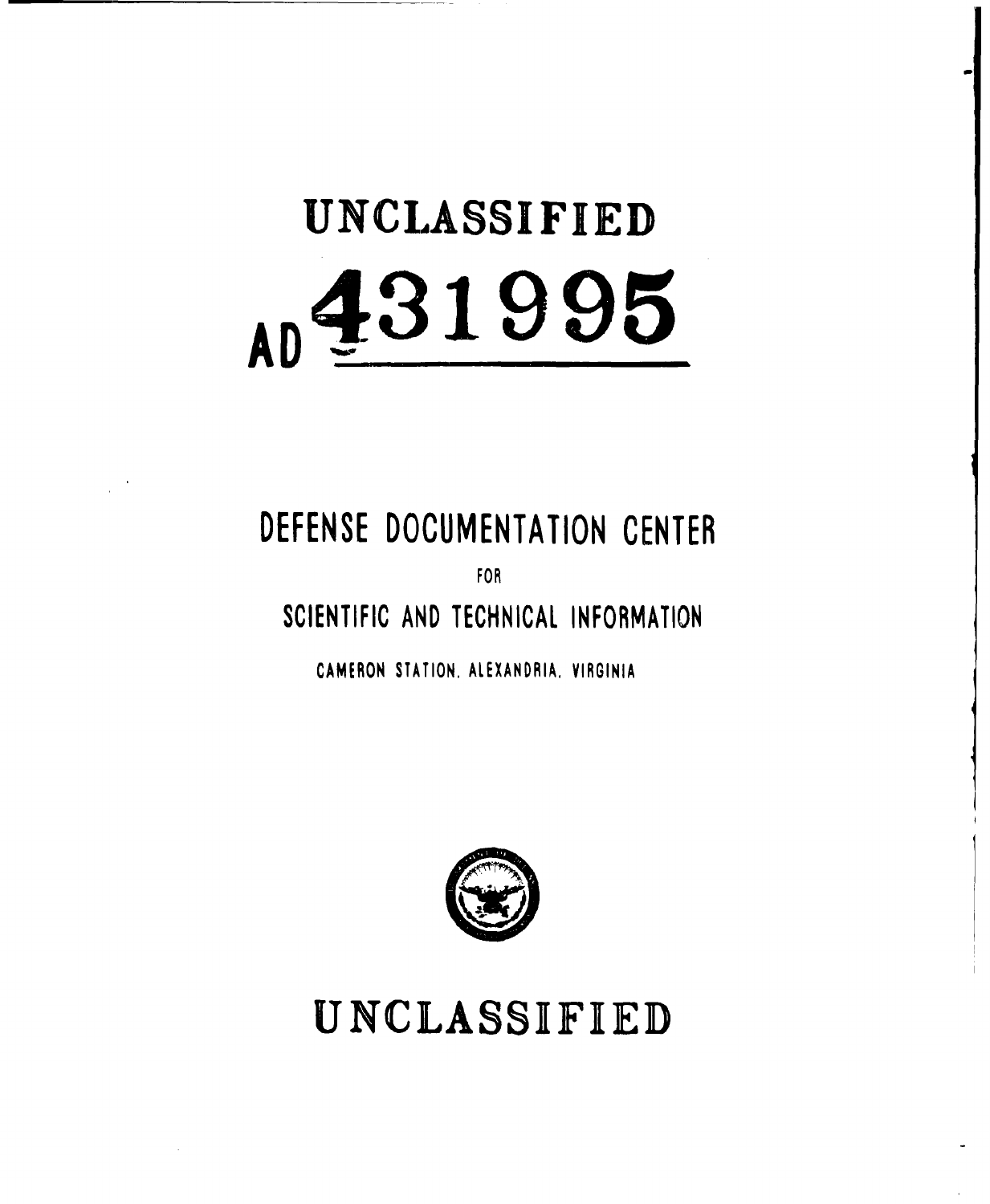# UNCLASSIFIED

# AD 431995

## DEFENSE DOCUMENTATION CENTER

FOR

## SCIENTIFIC AND TECHNICAL INFORMATION

CAMERON STATION, ALEXANDRIA, VIRGINIA

# UNCLASSIFIED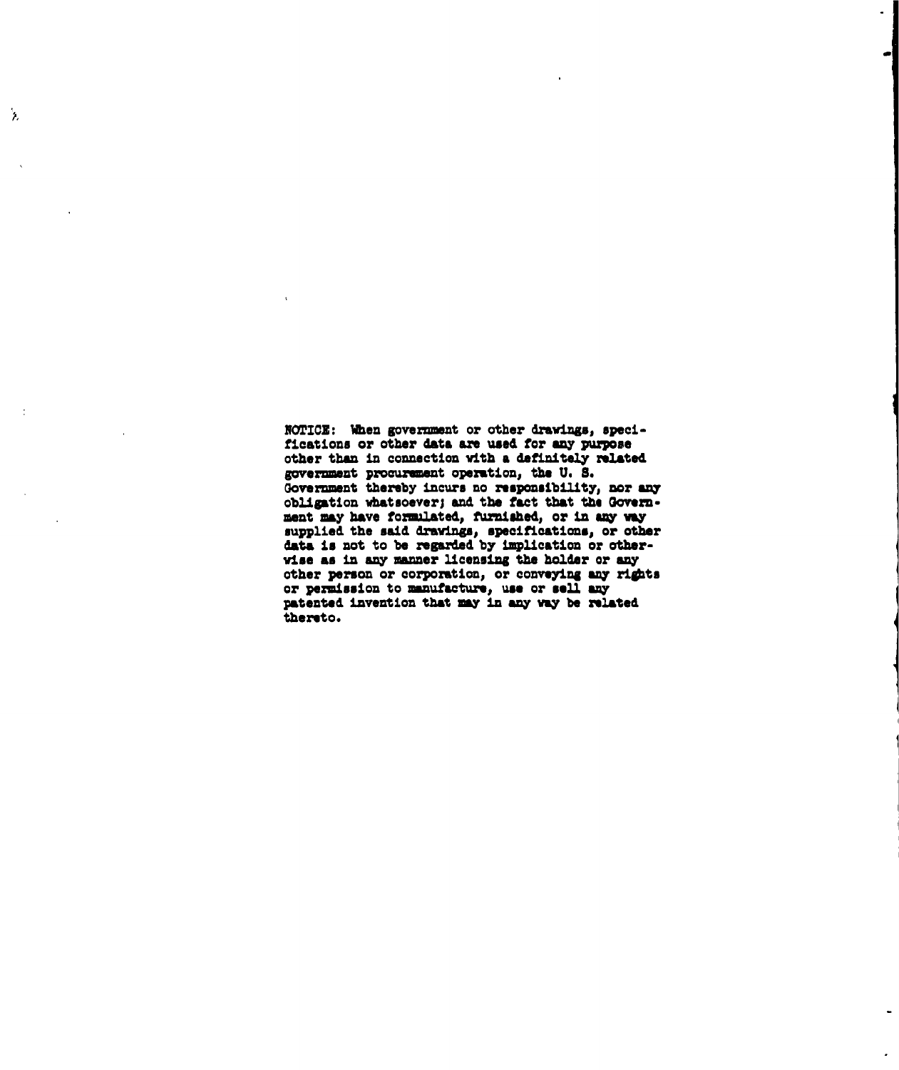NOTICE: When government or other drawings, specifications or other data are used for any purpose other than in connection with a definitely related government procurement operation, the U. S. Government thereby incurs no responsibility, nor any obligation whatsoever; and the fact that the Government may have formulated, furnished, or in any way supplied the said drawings, specifications, or other data is not to be regarded by implication or otherwise as in any manner licensing the holder or any other person or corporation, or conveying any rights or permission to manufacture, use or sell any patented invention that may in any way be related thereto.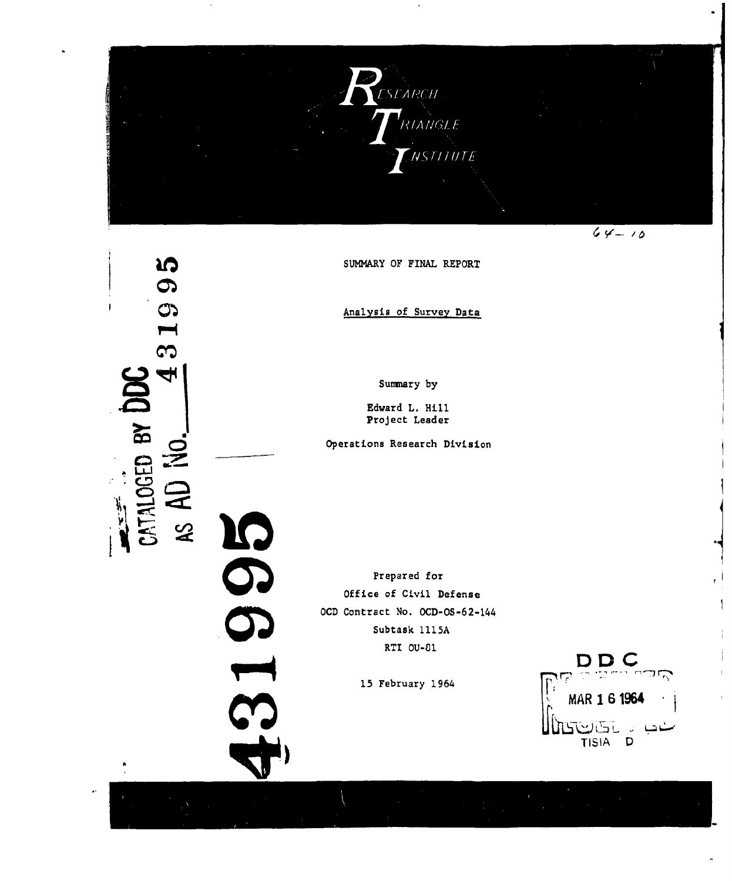RESEARCH TRIANGLE INSTITUTE

64-10

CATALOGED BY DDC AS AD No. 431995

431995

SUMMARY OF FINAL REPORT

Analysis of Survey Data

Summary by

Edward L. Hill
Project Leader

Operations Research Division

Prepared for
Office of Civil Defense
OCD Contract No. OCD-OS-62-144
Subtask 1115A
RTI OU-81

15 February 1964

DDC
MAR 16 1964
TISIA D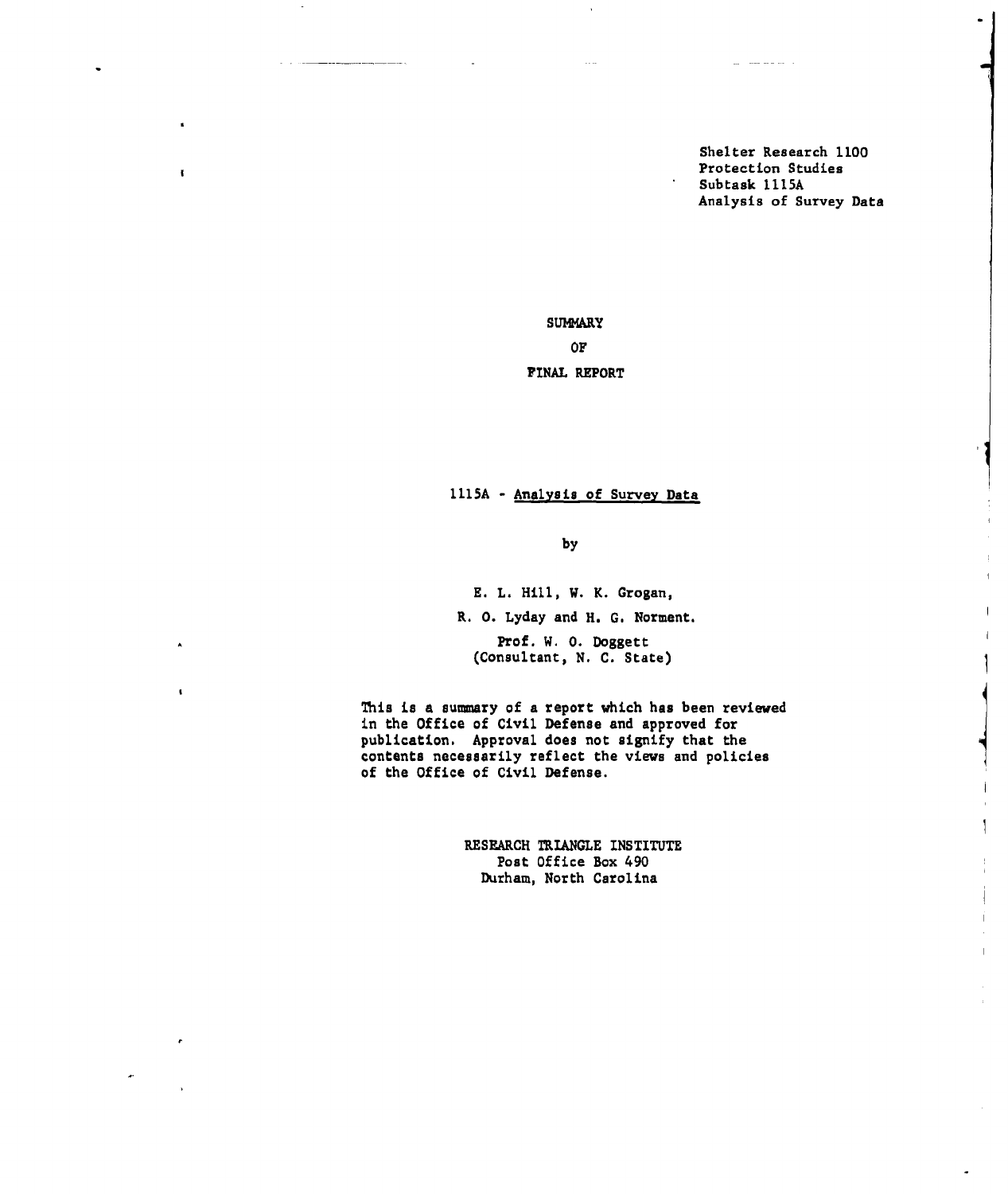Shelter Research 1100
Protection Studies
Subtask 1115A
Analysis of Survey Data

# SUMMARY

# OF

# FINAL REPORT

1115A - Analysis of Survey Data

by

E. L. Hill, W. K. Grogan,

R. O. Lyday and H. G. Norment.

Prof. W. O. Doggett
(Consultant, N. C. State)

This is a summary of a report which has been reviewed in the Office of Civil Defense and approved for publication. Approval does not signify that the contents necessarily reflect the views and policies of the Office of Civil Defense.

RESEARCH TRIANGLE INSTITUTE
Post Office Box 490
Durham, North Carolina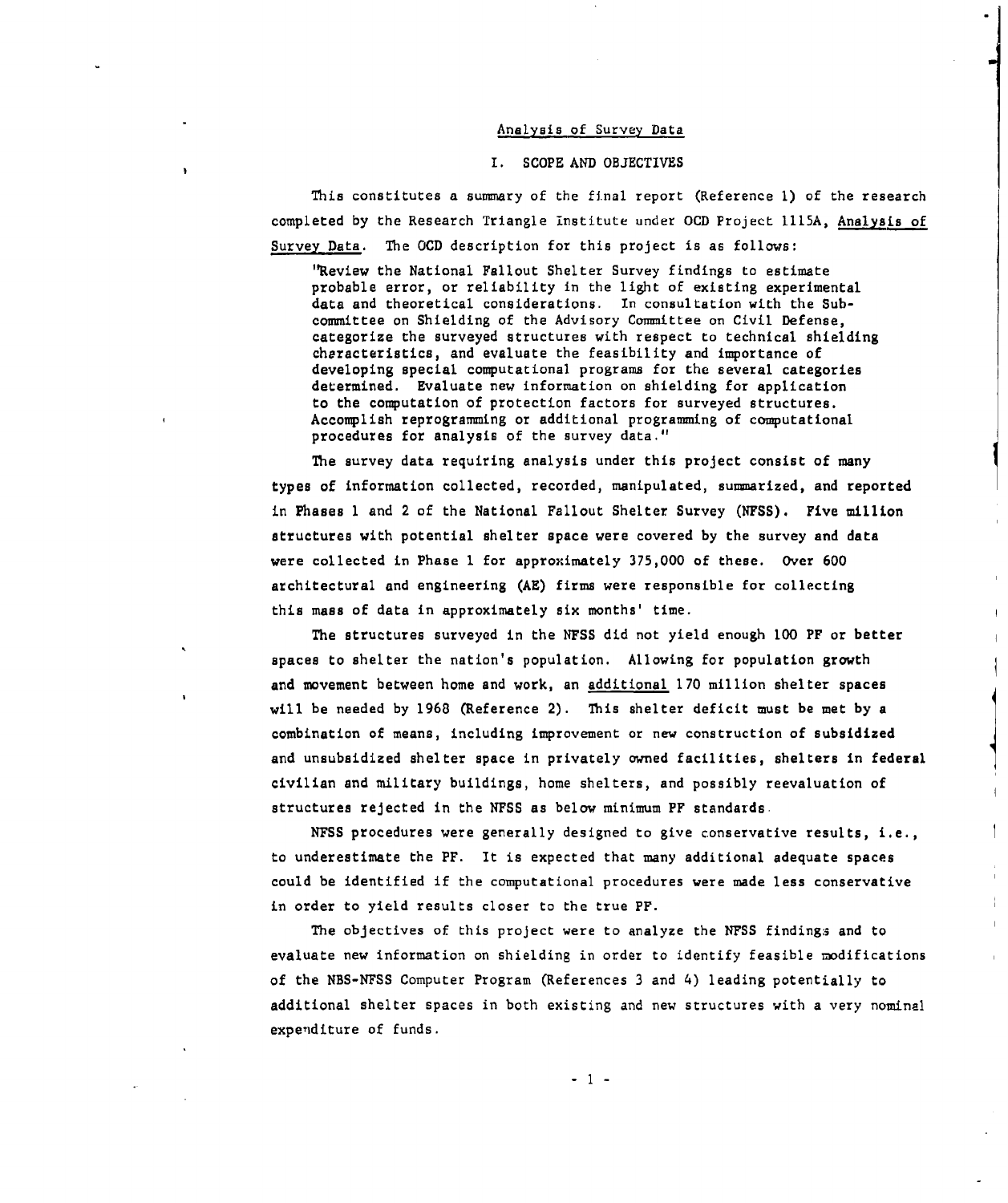## Analysis of Survey Data

### I. SCOPE AND OBJECTIVES

This constitutes a summary of the final report (Reference 1) of the research completed by the Research Triangle Institute under OCD Project 1115A, Analysis of Survey Data. The OCD description for this project is as follows:

> "Review the National Fallout Shelter Survey findings to estimate probable error, or reliability in the light of existing experimental data and theoretical considerations. In consultation with the Subcommittee on Shielding of the Advisory Committee on Civil Defense, categorize the surveyed structures with respect to technical shielding characteristics, and evaluate the feasibility and importance of developing special computational programs for the several categories determined. Evaluate new information on shielding for application to the computation of protection factors for surveyed structures. Accomplish reprogramming or additional programming of computational procedures for analysis of the survey data."

The survey data requiring analysis under this project consist of many types of information collected, recorded, manipulated, summarized, and reported in Phases 1 and 2 of the National Fallout Shelter Survey (NFSS). Five million structures with potential shelter space were covered by the survey and data were collected in Phase 1 for approximately 375,000 of these. Over 600 architectural and engineering (AE) firms were responsible for collecting this mass of data in approximately six months' time.

The structures surveyed in the NFSS did not yield enough 100 PF or better spaces to shelter the nation's population. Allowing for population growth and movement between home and work, an additional 170 million shelter spaces will be needed by 1968 (Reference 2). This shelter deficit must be met by a combination of means, including improvement or new construction of subsidized and unsubsidized shelter space in privately owned facilities, shelters in federal civilian and military buildings, home shelters, and possibly reevaluation of structures rejected in the NFSS as below minimum PF standards.

NFSS procedures were generally designed to give conservative results, i.e., to underestimate the PF. It is expected that many additional adequate spaces could be identified if the computational procedures were made less conservative in order to yield results closer to the true PF.

The objectives of this project were to analyze the NFSS findings and to evaluate new information on shielding in order to identify feasible modifications of the NBS-NFSS Computer Program (References 3 and 4) leading potentially to additional shelter spaces in both existing and new structures with a very nominal expenditure of funds.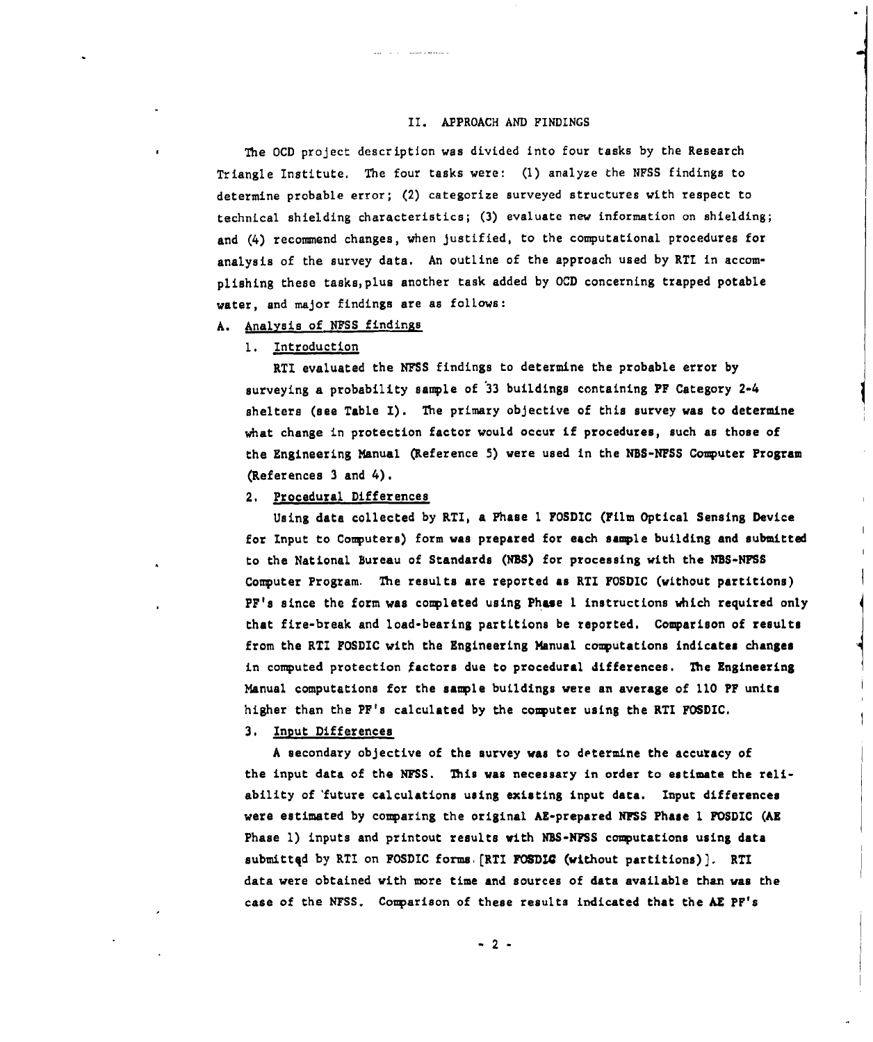## II. APPROACH AND FINDINGS

The OCD project description was divided into four tasks by the Research Triangle Institute. The four tasks were: (1) analyze the NFSS findings to determine probable error; (2) categorize surveyed structures with respect to technical shielding characteristics; (3) evaluate new information on shielding; and (4) recommend changes, when justified, to the computational procedures for analysis of the survey data. An outline of the approach used by RTI in accomplishing these tasks, plus another task added by OCD concerning trapped potable water, and major findings are as follows:

### A. Analysis of NFSS findings

#### 1. Introduction

RTI evaluated the NFSS findings to determine the probable error by surveying a probability sample of 33 buildings containing PF Category 2-4 shelters (see Table I). The primary objective of this survey was to determine what change in protection factor would occur if procedures, such as those of the Engineering Manual (Reference 5) were used in the NBS-NFSS Computer Program (References 3 and 4).

#### 2. Procedural Differences

Using data collected by RTI, a Phase 1 FOSDIC (Film Optical Sensing Device for Input to Computers) form was prepared for each sample building and submitted to the National Bureau of Standards (NBS) for processing with the NBS-NFSS Computer Program. The results are reported as RTI FOSDIC (without partitions) PF's since the form was completed using Phase 1 instructions which required only that fire-break and load-bearing partitions be reported. Comparison of results from the RTI FOSDIC with the Engineering Manual computations indicates changes in computed protection factors due to procedural differences. The Engineering Manual computations for the sample buildings were an average of 110 PF units higher than the PF's calculated by the computer using the RTI FOSDIC.

#### 3. Input Differences

A secondary objective of the survey was to determine the accuracy of the input data of the NFSS. This was necessary in order to estimate the reliability of future calculations using existing input data. Input differences were estimated by comparing the original AE-prepared NFSS Phase 1 FOSDIC (AE Phase 1) inputs and printout results with NBS-NFSS computations using data submitted by RTI on FOSDIC forms [RTI FOSDIC (without partitions)]. RTI data were obtained with more time and sources of data available than was the case of the NFSS. Comparison of these results indicated that the AE PF's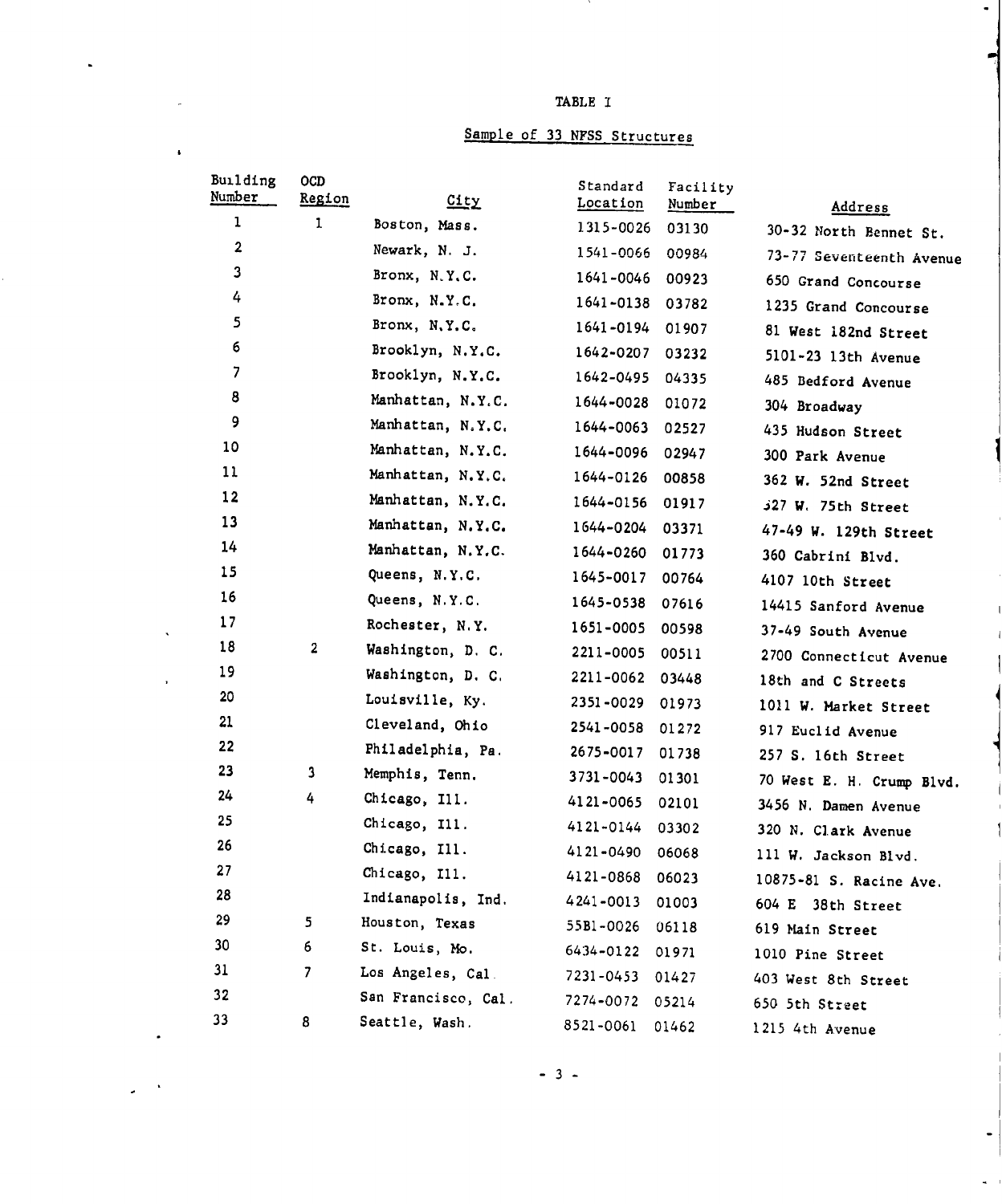# TABLE I

## Sample of 33 NFSS Structures

| Building Number | OCD Region | City | Standard Location | Facility Number | Address |
|---|---|---|---|---|---|
| 1 | 1 | Boston, Mass. | 1315-0026 | 03130 | 30-32 North Bennet St. |
| 2 | | Newark, N. J. | 1541-0066 | 00984 | 73-77 Seventeenth Avenue |
| 3 | | Bronx, N.Y.C. | 1641-0046 | 00923 | 650 Grand Concourse |
| 4 | | Bronx, N.Y.C. | 1641-0138 | 03782 | 1235 Grand Concourse |
| 5 | | Bronx, N.Y.C. | 1641-0194 | 01907 | 81 West 182nd Street |
| 6 | | Brooklyn, N.Y.C. | 1642-0207 | 03232 | 5101-23 13th Avenue |
| 7 | | Brooklyn, N.Y.C. | 1642-0495 | 04335 | 485 Bedford Avenue |
| 8 | | Manhattan, N.Y.C. | 1644-0028 | 01072 | 304 Broadway |
| 9 | | Manhattan, N.Y.C. | 1644-0063 | 02527 | 435 Hudson Street |
| 10 | | Manhattan, N.Y.C. | 1644-0096 | 02947 | 300 Park Avenue |
| 11 | | Manhattan, N.Y.C. | 1644-0126 | 00858 | 362 W. 52nd Street |
| 12 | | Manhattan, N.Y.C. | 1644-0156 | 01917 | 327 W. 75th Street |
| 13 | | Manhattan, N.Y.C. | 1644-0204 | 03371 | 47-49 W. 129th Street |
| 14 | | Manhattan, N.Y.C. | 1644-0260 | 01773 | 360 Cabrini Blvd. |
| 15 | | Queens, N.Y.C. | 1645-0017 | 00764 | 4107 10th Street |
| 16 | | Queens, N.Y.C. | 1645-0538 | 07616 | 14415 Sanford Avenue |
| 17 | | Rochester, N.Y. | 1651-0005 | 00598 | 37-49 South Avenue |
| 18 | 2 | Washington, D. C. | 2211-0005 | 00511 | 2700 Connecticut Avenue |
| 19 | | Washington, D. C. | 2211-0062 | 03448 | 18th and C Streets |
| 20 | | Louisville, Ky. | 2351-0029 | 01973 | 1011 W. Market Street |
| 21 | | Cleveland, Ohio | 2541-0058 | 01272 | 917 Euclid Avenue |
| 22 | | Philadelphia, Pa. | 2675-0017 | 01738 | 257 S. 16th Street |
| 23 | 3 | Memphis, Tenn. | 3731-0043 | 01301 | 70 West E. H. Crump Blvd. |
| 24 | 4 | Chicago, Ill. | 4121-0065 | 02101 | 3456 N. Damen Avenue |
| 25 | | Chicago, Ill. | 4121-0144 | 03302 | 320 N. Clark Avenue |
| 26 | | Chicago, Ill. | 4121-0490 | 06068 | 111 W. Jackson Blvd. |
| 27 | | Chicago, Ill. | 4121-0868 | 06023 | 10875-81 S. Racine Ave. |
| 28 | | Indianapolis, Ind. | 4241-0013 | 01003 | 604 E 38th Street |
| 29 | 5 | Houston, Texas | 5581-0026 | 06118 | 619 Main Street |
| 30 | 6 | St. Louis, Mo. | 6434-0122 | 01971 | 1010 Pine Street |
| 31 | 7 | Los Angeles, Cal. | 7231-0453 | 01427 | 403 West 8th Street |
| 32 | | San Francisco, Cal. | 7274-0072 | 05214 | 650 5th Street |
| 33 | 8 | Seattle, Wash. | 8521-0061 | 01462 | 1215 4th Avenue |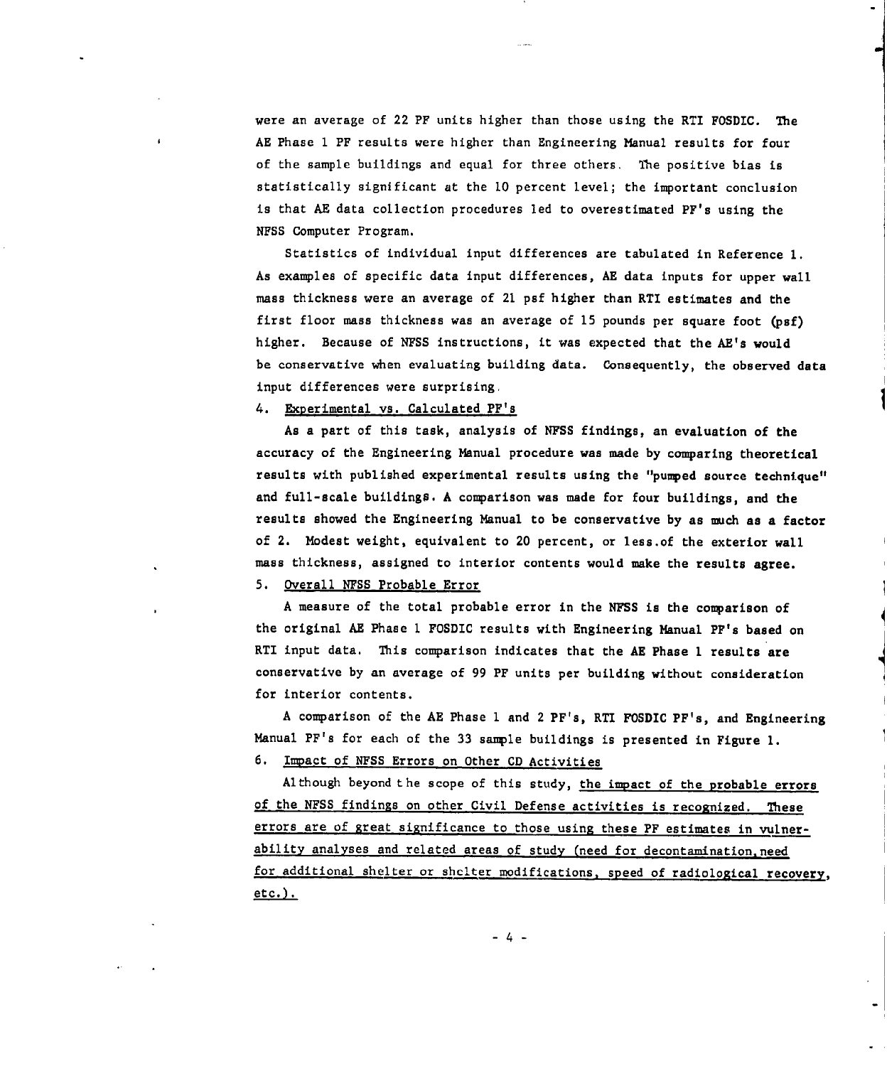were an average of 22 PF units higher than those using the RTI FOSDIC. The AE Phase 1 PF results were higher than Engineering Manual results for four of the sample buildings and equal for three others. The positive bias is statistically significant at the 10 percent level; the important conclusion is that AE data collection procedures led to overestimated PF's using the NFSS Computer Program.

Statistics of individual input differences are tabulated in Reference 1. As examples of specific data input differences, AE data inputs for upper wall mass thickness were an average of 21 psf higher than RTI estimates and the first floor mass thickness was an average of 15 pounds per square foot (psf) higher. Because of NFSS instructions, it was expected that the AE's would be conservative when evaluating building data. Consequently, the observed data input differences were surprising.

4. Experimental vs. Calculated PF's

As a part of this task, analysis of NFSS findings, an evaluation of the accuracy of the Engineering Manual procedure was made by comparing theoretical results with published experimental results using the "pumped source technique" and full-scale buildings. A comparison was made for four buildings, and the results showed the Engineering Manual to be conservative by as much as a factor of 2. Modest weight, equivalent to 20 percent, or less of the exterior wall mass thickness, assigned to interior contents would make the results agree.

5. Overall NFSS Probable Error

A measure of the total probable error in the NFSS is the comparison of the original AE Phase 1 FOSDIC results with Engineering Manual PF's based on RTI input data. This comparison indicates that the AE Phase 1 results are conservative by an average of 99 PF units per building without consideration for interior contents.

A comparison of the AE Phase 1 and 2 PF's, RTI FOSDIC PF's, and Engineering Manual PF's for each of the 33 sample buildings is presented in Figure 1.

6. Impact of NFSS Errors on Other CD Activities

Although beyond the scope of this study, the impact of the probable errors of the NFSS findings on other Civil Defense activities is recognized. These errors are of great significance to those using these PF estimates in vulnerability analyses and related areas of study (need for decontamination, need for additional shelter or shelter modifications, speed of radiological recovery, etc.).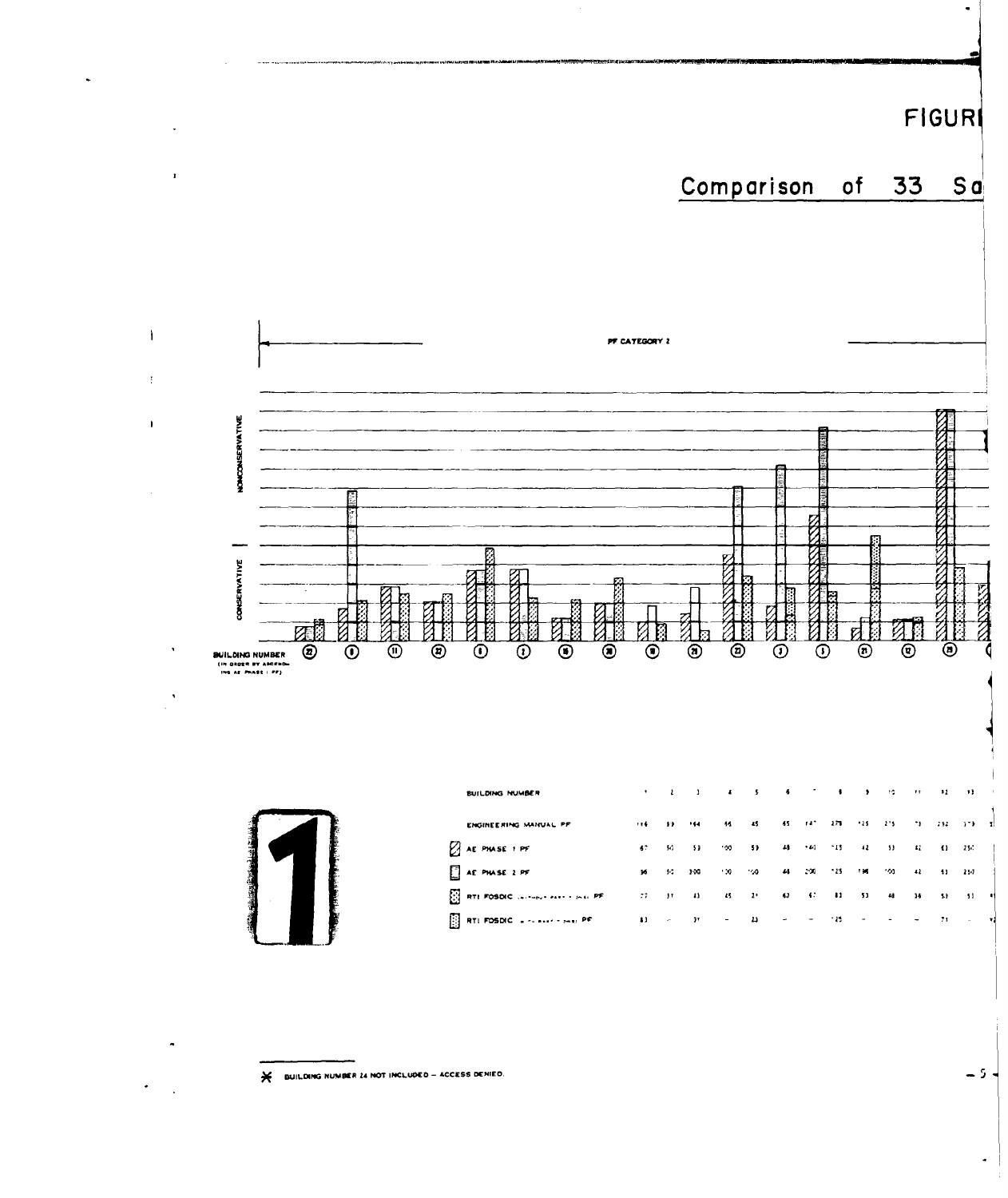# FIGURE

## Comparison of 33 Sa

PF CATEGORY 2

NONCONSERVATIVE

CONSERVATIVE

BUILDING NUMBER (IN ORDER BY ASCENDING AE PHASE I PF)

22 8 11 32 6 2 16 30 18 20 23 3 5 31 12 29

| BUILDING NUMBER | 1 | 2 | 3 | 4 | 5 | 6 | 7 | 8 | 9 | 10 | 11 | 12 | 13 |
|---|---|---|---|---|---|---|---|---|---|---|---|---|---|
| ENGINEERING MANUAL PF | 116 | 83 | 164 | 65 | 45 | 65 | 147 | 278 | 125 | 275 | 73 | 252 | 373 |
| AE PHASE 1 PF | 67 | 50 | 53 | 100 | 59 | 48 | 140 | 125 | 42 | 53 | 42 | 63 | 250 |
| AE PHASE 2 PF | 96 | 50 | 200 | 100 | 100 | 44 | 200 | 125 | 186 | 100 | 42 | 53 | 250 |
| RTI FOSDIC (WITHOUT PART II DATA) PF | 77 | 37 | 43 | 45 | 21 | 62 | 67 | 83 | 53 | 48 | 36 | 53 | 53 |
| RTI FOSDIC (WITH PART II DATA) PF | 83 | – | 31 | – | 23 | – | – | 125 | – | – | – | 71 | – |

1

\* BUILDING NUMBER 24 NOT INCLUDED – ACCESS DENIED.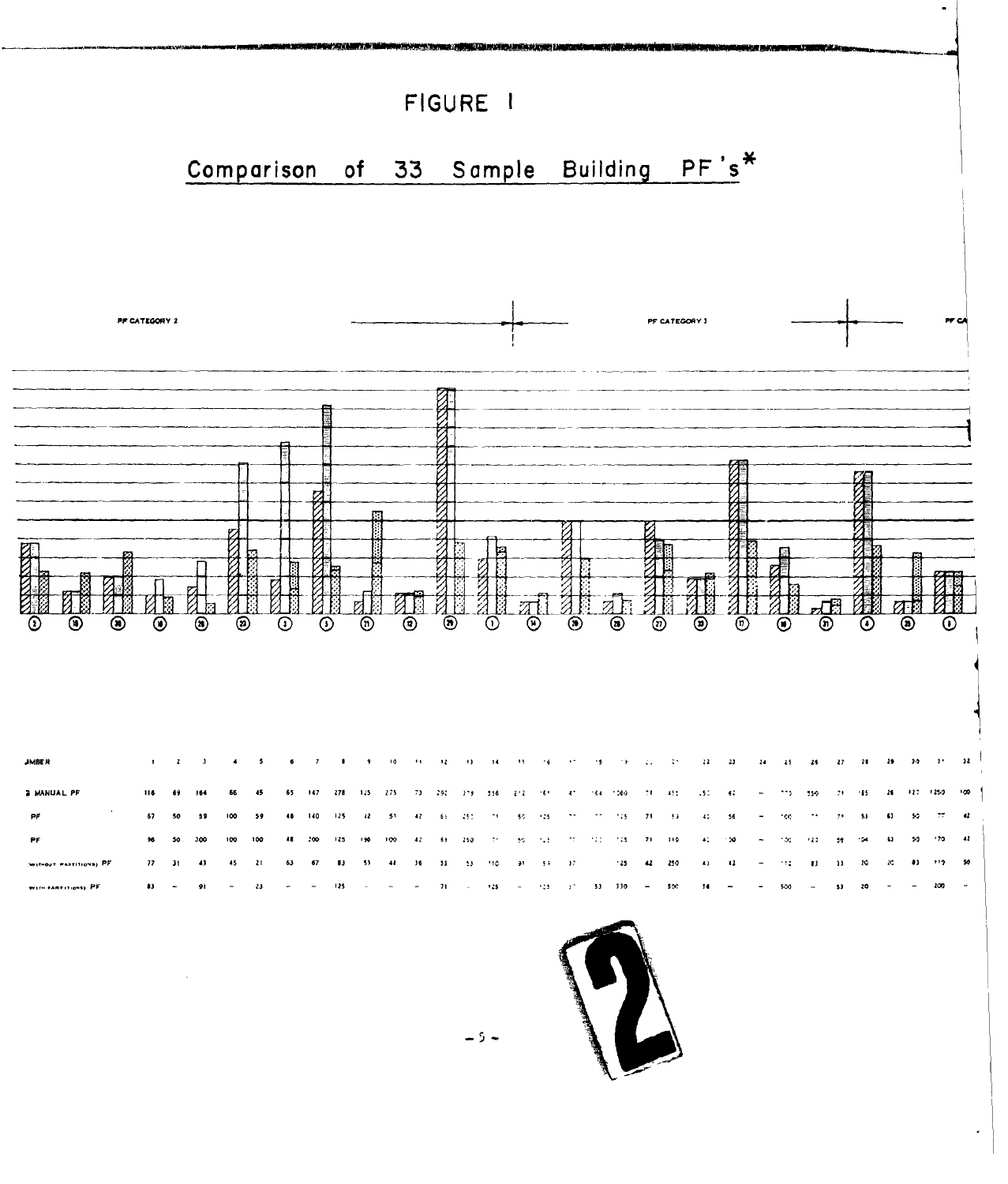# FIGURE I

## Comparison of 33 Sample Building PF's*

PF CATEGORY 2

PF CATEGORY 3

| NUMBER | 1 | 2 | 3 | 4 | 5 | 6 | 7 | 8 | 9 | 10 | 11 | 12 | 13 | 14 | 15 | 16 | 17 | 18 | 19 | 20 | 21 | 22 | 23 | 24 | 25 | 26 | 27 | 28 | 29 | 30 | 31 | 32 |
|---|---|---|---|---|---|---|---|---|---|---|---|---|---|---|---|---|---|---|---|---|---|---|---|---|---|---|---|---|---|---|---|---|
| MANUAL PF | 116 | 69 | 164 | 66 | 45 | 65 | 147 | 278 | 125 | 275 | 73 | 292 | 379 | 556 | 212 | 161 | 47 | 164 | 1080 | 71 | 455 | 152 | 42 | — | 775 | 550 | 71 | 185 | 26 | 127 | 1250 | 100 |
| PF | 67 | 50 | 59 | 100 | 59 | 48 | 140 | 125 | 42 | 51 | 42 | 63 | 250 | 71 | 50 | 125 | 77 | 77 | 125 | 71 | 53 | 42 | 56 | — | 100 | 77 | 71 | 53 | 63 | 50 | 77 | 42 |
| PF | 96 | 50 | 200 | 100 | 100 | 48 | 200 | 125 | 190 | 100 | 42 | 63 | 250 | 71 | 50 | 125 | 77 | 122 | 125 | 71 | 110 | 42 | 100 | — | 100 | 122 | 56 | 104 | 63 | 50 | 170 | 42 |
| (WITHOUT PARTITIONS) PF | 77 | 31 | 43 | 45 | 21 | 63 | 67 | 83 | 53 | 41 | 36 | 33 | 53 | 110 | 31 | 53 | 37 | | 125 | 42 | 250 | 43 | 42 | — | 112 | 83 | 33 | 70 | 20 | 83 | 119 | 50 |
| (WITH PARTITIONS) PF | 83 | — | 91 | — | 23 | — | — | 125 | — | — | — | 71 | — | 125 | — | 125 | 37 | 53 | 330 | — | 500 | 56 | — | — | 500 | — | 53 | 20 | — | — | 200 | — |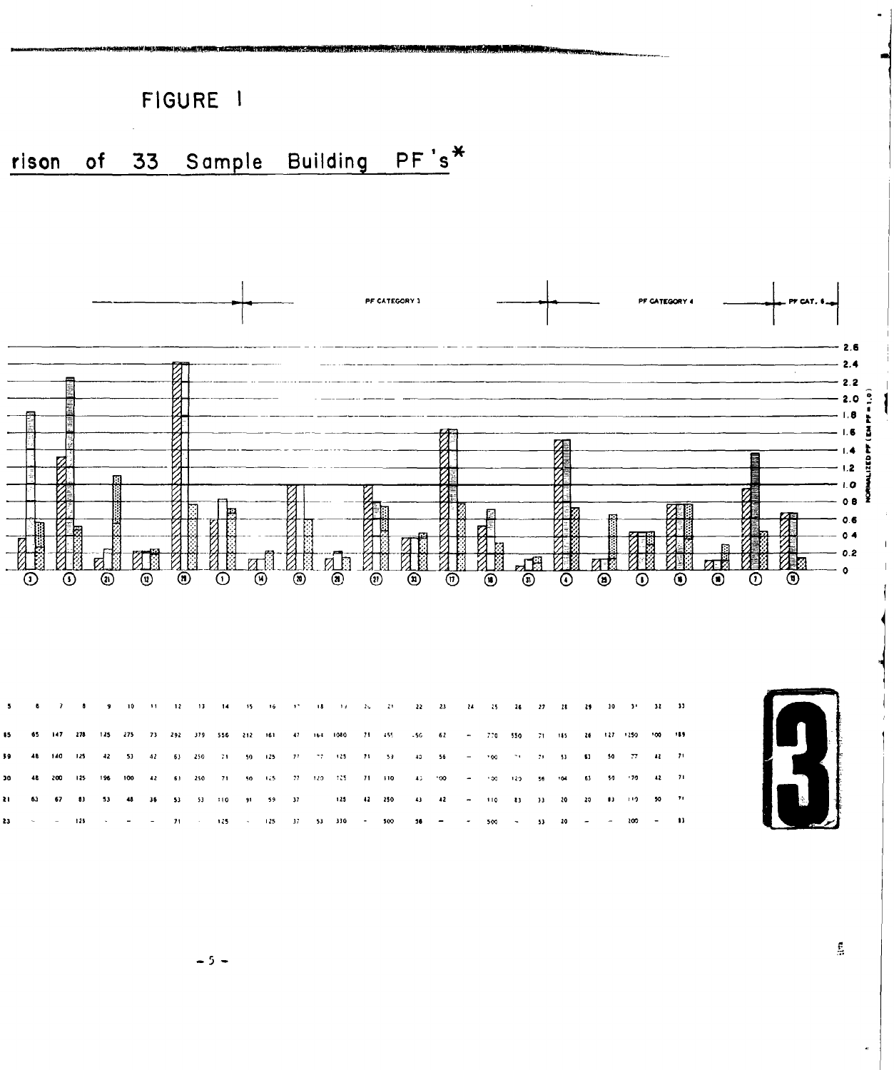FIGURE 1

rison of 33 Sample Building PF's*

PF CATEGORY 3 | PF CATEGORY 4 | PF CAT. 6

2.6, 2.4, 2.2, 2.0, 1.8, 1.6, 1.4, 1.2, 1.0, 0.8, 0.6, 0.4, 0.2, 0

NORMALIZED PF (EM PF = 1.0)

| 5 | 6 | 7 | 8 | 9 | 10 | 11 | 12 | 13 | 14 | 15 | 16 | 17 | 18 | 19 | 20 | 21 | 22 | 23 | 24 | 25 | 26 | 27 | 28 | 29 | 30 | 31 | 32 | 33 |
|---|---|---|---|---|---|---|---|---|---|---|---|---|---|---|---|---|---|---|---|---|---|---|---|---|---|---|---|---|
| 85 | 65 | 147 | 278 | 125 | 275 | 73 | 292 | 379 | 556 | 212 | 161 | 47 | 164 | 1080 | 71 | 455 | 150 | 62 | – | 770 | 550 | 71 | 185 | 28 | 127 | 1250 | 100 | 189 |
| 59 | 48 | 140 | 125 | 42 | 53 | 42 | 63 | 250 | 71 | 50 | 125 | 77 | 77 | 125 | 71 | 53 | 43 | 56 | – | 100 | 71 | 71 | 53 | 63 | 50 | 77 | 42 | 71 |
| 30 | 48 | 200 | 125 | 196 | 100 | 42 | 63 | 250 | 71 | 50 | 125 | 77 | 120 | 125 | 71 | 110 | 43 | 100 | – | 100 | 120 | 56 | 104 | 63 | 50 | 170 | 42 | 71 |
| 21 | 63 | 67 | 83 | 53 | 48 | 36 | 53 | 53 | 110 | 91 | 59 | 37 | | 125 | 42 | 250 | 43 | 42 | – | 110 | 83 | 33 | 20 | 20 | 83 | 110 | 50 | 71 |
| 23 | – | – | 125 | – | – | – | 71 | | 125 | – | 125 | 37 | 53 | 330 | – | 500 | 58 | – | – | 500 | – | 33 | 20 | – | – | 200 | – | 83 |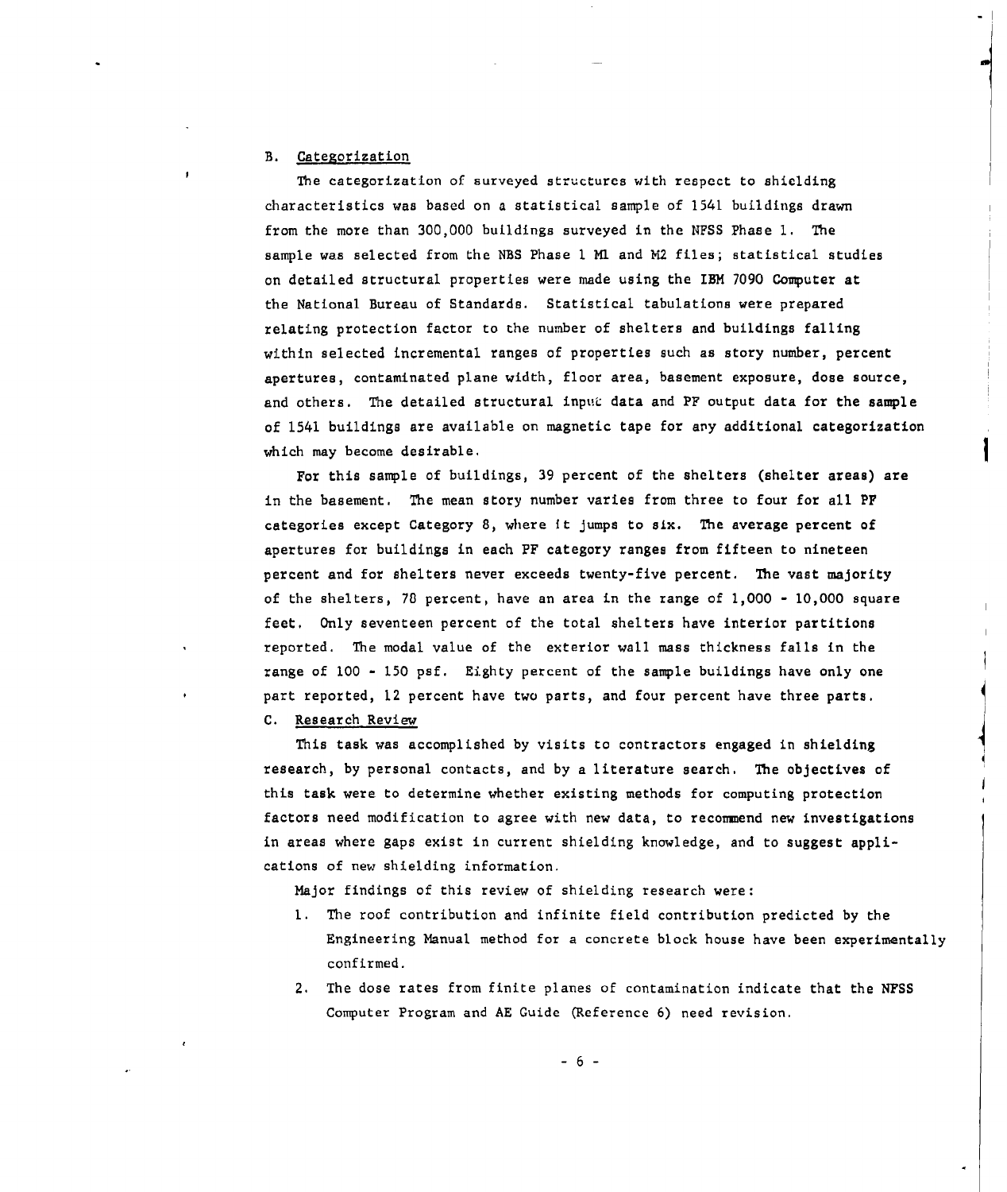### B. Categorization

The categorization of surveyed structures with respect to shielding characteristics was based on a statistical sample of 1541 buildings drawn from the more than 300,000 buildings surveyed in the NFSS Phase 1. The sample was selected from the NBS Phase 1 M1 and M2 files; statistical studies on detailed structural properties were made using the IBM 7090 Computer at the National Bureau of Standards. Statistical tabulations were prepared relating protection factor to the number of shelters and buildings falling within selected incremental ranges of properties such as story number, percent apertures, contaminated plane width, floor area, basement exposure, dose source, and others. The detailed structural input data and PF output data for the sample of 1541 buildings are available on magnetic tape for any additional categorization which may become desirable.

For this sample of buildings, 39 percent of the shelters (shelter areas) are in the basement. The mean story number varies from three to four for all PF categories except Category 8, where it jumps to six. The average percent of apertures for buildings in each PF category ranges from fifteen to nineteen percent and for shelters never exceeds twenty-five percent. The vast majority of the shelters, 78 percent, have an area in the range of 1,000 - 10,000 square feet. Only seventeen percent of the total shelters have interior partitions reported. The modal value of the exterior wall mass thickness falls in the range of 100 - 150 psf. Eighty percent of the sample buildings have only one part reported, 12 percent have two parts, and four percent have three parts.

### C. Research Review

This task was accomplished by visits to contractors engaged in shielding research, by personal contacts, and by a literature search. The objectives of this task were to determine whether existing methods for computing protection factors need modification to agree with new data, to recommend new investigations in areas where gaps exist in current shielding knowledge, and to suggest applications of new shielding information.

Major findings of this review of shielding research were:

1. The roof contribution and infinite field contribution predicted by the Engineering Manual method for a concrete block house have been experimentally confirmed.
2. The dose rates from finite planes of contamination indicate that the NFSS Computer Program and AE Guide (Reference 6) need revision.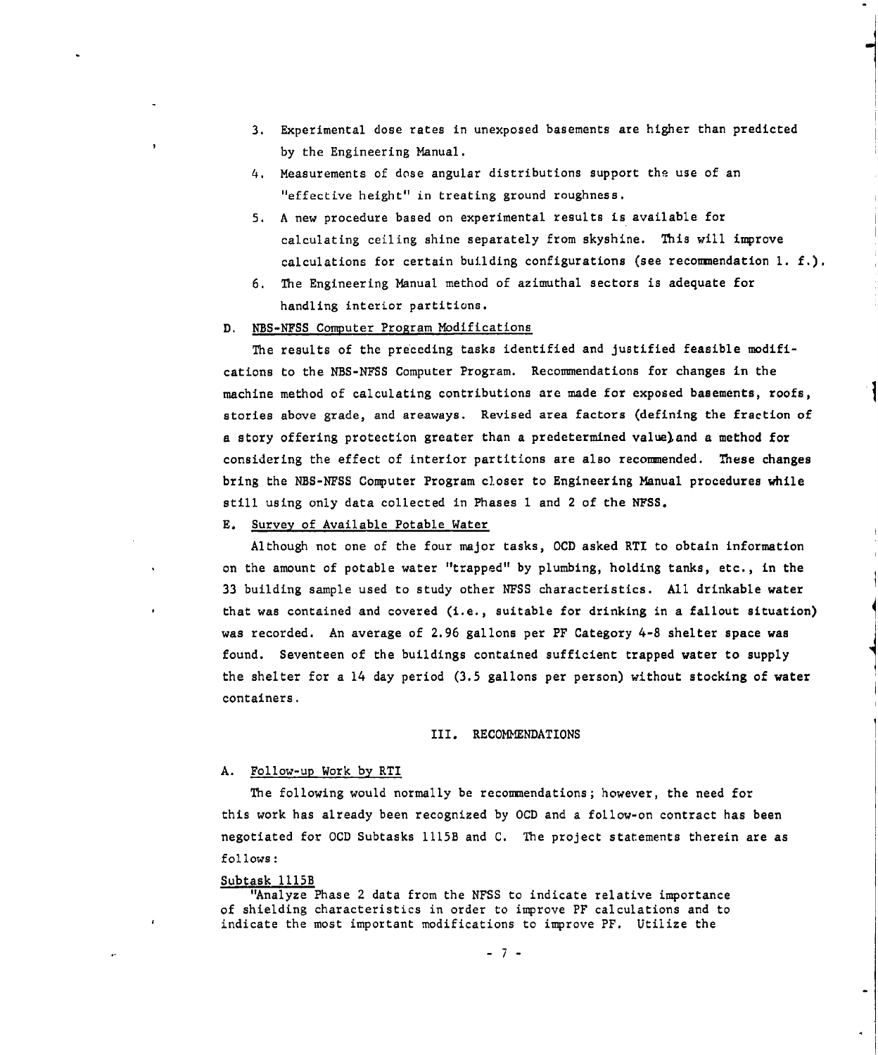3. Experimental dose rates in unexposed basements are higher than predicted by the Engineering Manual.
4. Measurements of dose angular distributions support the use of an "effective height" in treating ground roughness.
5. A new procedure based on experimental results is available for calculating ceiling shine separately from skyshine. This will improve calculations for certain building configurations (see recommendation 1. f.).
6. The Engineering Manual method of azimuthal sectors is adequate for handling interior partitions.

D. NBS-NFSS Computer Program Modifications

The results of the preceding tasks identified and justified feasible modifications to the NBS-NFSS Computer Program. Recommendations for changes in the machine method of calculating contributions are made for exposed basements, roofs, stories above grade, and areaways. Revised area factors (defining the fraction of a story offering protection greater than a predetermined value) and a method for considering the effect of interior partitions are also recommended. These changes bring the NBS-NFSS Computer Program closer to Engineering Manual procedures while still using only data collected in Phases 1 and 2 of the NFSS.

E. Survey of Available Potable Water

Although not one of the four major tasks, OCD asked RTI to obtain information on the amount of potable water "trapped" by plumbing, holding tanks, etc., in the 33 building sample used to study other NFSS characteristics. All drinkable water that was contained and covered (i.e., suitable for drinking in a fallout situation) was recorded. An average of 2.96 gallons per PF Category 4-8 shelter space was found. Seventeen of the buildings contained sufficient trapped water to supply the shelter for a 14 day period (3.5 gallons per person) without stocking of water containers.

## III. RECOMMENDATIONS

A. Follow-up Work by RTI

The following would normally be recommendations; however, the need for this work has already been recognized by OCD and a follow-on contract has been negotiated for OCD Subtasks 1115B and C. The project statements therein are as follows:

Subtask 1115B

"Analyze Phase 2 data from the NFSS to indicate relative importance of shielding characteristics in order to improve PF calculations and to indicate the most important modifications to improve PF. Utilize the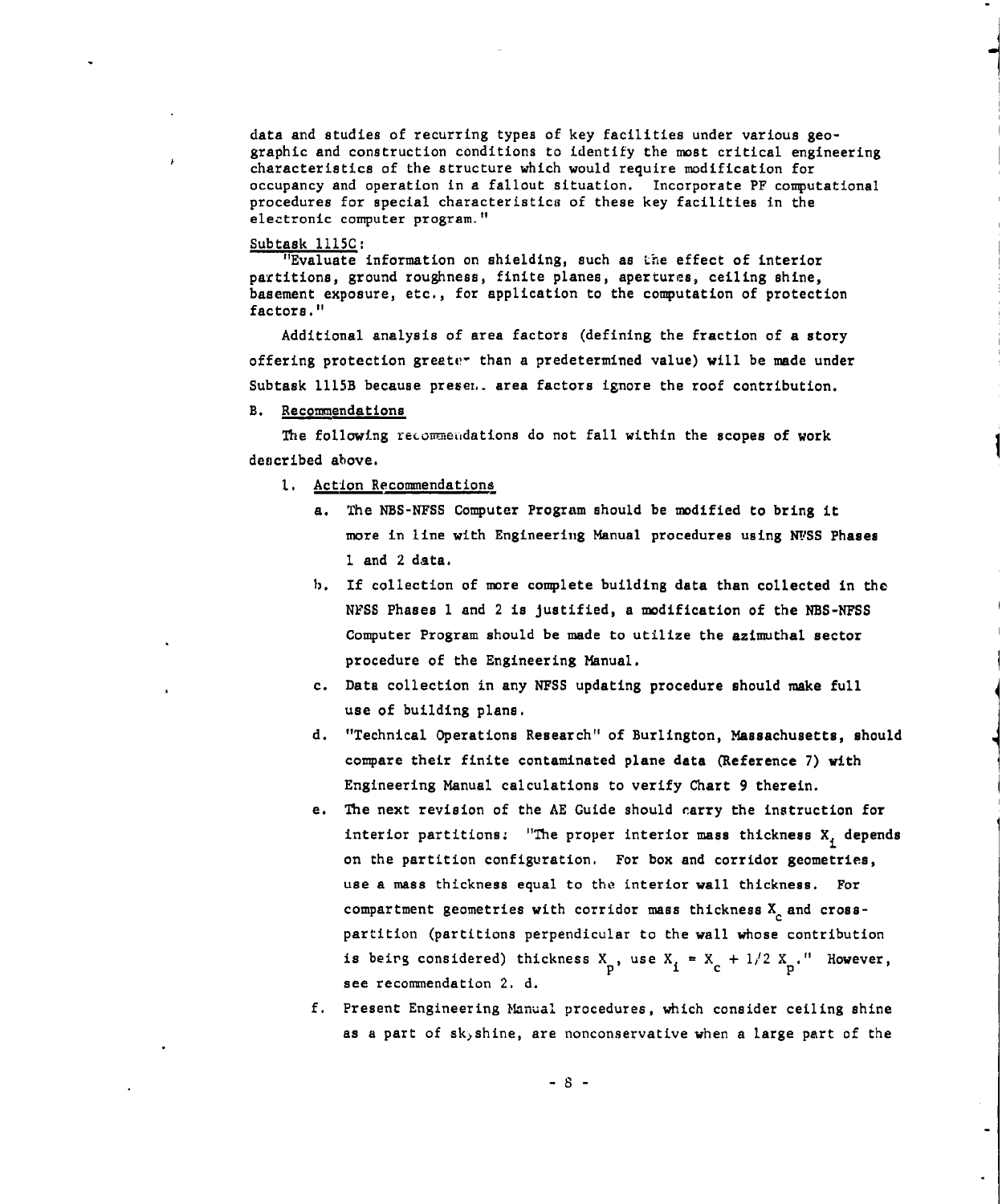data and studies of recurring types of key facilities under various geographic and construction conditions to identify the most critical engineering characteristics of the structure which would require modification for occupancy and operation in a fallout situation. Incorporate PF computational procedures for special characteristics of these key facilities in the electronic computer program."

Subtask 1115C:

"Evaluate information on shielding, such as the effect of interior partitions, ground roughness, finite planes, apertures, ceiling shine, basement exposure, etc., for application to the computation of protection factors."

Additional analysis of area factors (defining the fraction of a story offering protection greater than a predetermined value) will be made under Subtask 1115B because present area factors ignore the roof contribution.

B. Recommendations

The following recommendations do not fall within the scopes of work described above.

1. Action Recommendations

   a. The NBS-NFSS Computer Program should be modified to bring it more in line with Engineering Manual procedures using NFSS Phases 1 and 2 data.

   b. If collection of more complete building data than collected in the NFSS Phases 1 and 2 is justified, a modification of the NBS-NFSS Computer Program should be made to utilize the azimuthal sector procedure of the Engineering Manual.

   c. Data collection in any NFSS updating procedure should make full use of building plans.

   d. "Technical Operations Research" of Burlington, Massachusetts, should compare their finite contaminated plane data (Reference 7) with Engineering Manual calculations to verify Chart 9 therein.

   e. The next revision of the AE Guide should carry the instruction for interior partitions: "The proper interior mass thickness $X_i$ depends on the partition configuration. For box and corridor geometries, use a mass thickness equal to the interior wall thickness. For compartment geometries with corridor mass thickness $X_c$ and cross-partition (partitions perpendicular to the wall whose contribution is being considered) thickness $X_p$, use $X_i = X_c + 1/2\ X_p$." However, see recommendation 2. d.

   f. Present Engineering Manual procedures, which consider ceiling shine as a part of skyshine, are nonconservative when a large part of the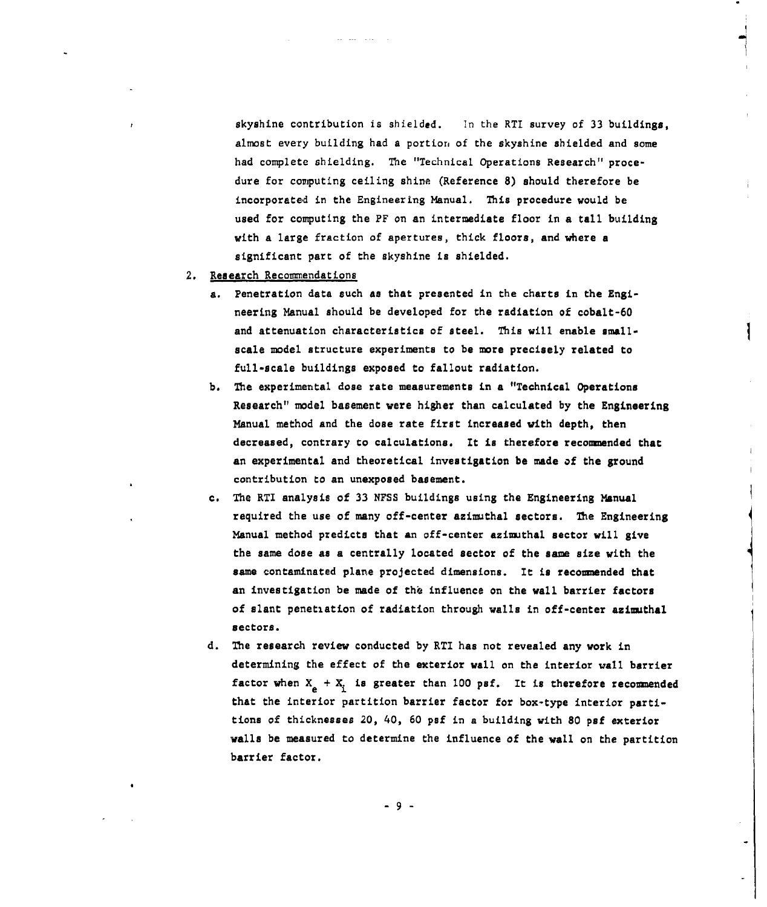skyshine contribution is shielded. In the RTI survey of 33 buildings, almost every building had a portion of the skyshine shielded and some had complete shielding. The "Technical Operations Research" procedure for computing ceiling shine (Reference 8) should therefore be incorporated in the Engineering Manual. This procedure would be used for computing the PF on an intermediate floor in a tall building with a large fraction of apertures, thick floors, and where a significant part of the skyshine is shielded.

2. Research Recommendations

   a. Penetration data such as that presented in the charts in the Engineering Manual should be developed for the radiation of cobalt-60 and attenuation characteristics of steel. This will enable small-scale model structure experiments to be more precisely related to full-scale buildings exposed to fallout radiation.

   b. The experimental dose rate measurements in a "Technical Operations Research" model basement were higher than calculated by the Engineering Manual method and the dose rate first increased with depth, then decreased, contrary to calculations. It is therefore recommended that an experimental and theoretical investigation be made of the ground contribution to an unexposed basement.

   c. The RTI analysis of 33 NFSS buildings using the Engineering Manual required the use of many off-center azimuthal sectors. The Engineering Manual method predicts that an off-center azimuthal sector will give the same dose as a centrally located sector of the same size with the same contaminated plane projected dimensions. It is recommended that an investigation be made of the influence on the wall barrier factors of slant penetiation of radiation through walls in off-center azimuthal sectors.

   d. The research review conducted by RTI has not revealed any work in determining the effect of the exterior wall on the interior wall barrier factor when $X_e + X_i$ is greater than 100 psf. It is therefore recommended that the interior partition barrier factor for box-type interior partitions of thicknesses 20, 40, 60 psf in a building with 80 psf exterior walls be measured to determine the influence of the wall on the partition barrier factor.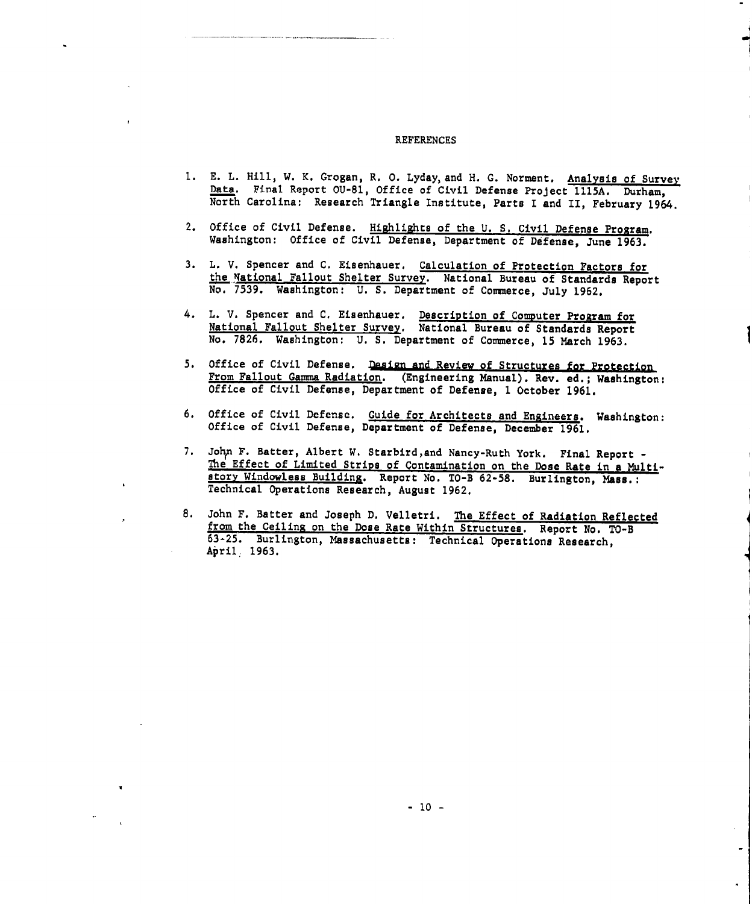# REFERENCES

1. E. L. Hill, W. K. Grogan, R. O. Lyday, and H. G. Norment. Analysis of Survey Data. Final Report OU-81, Office of Civil Defense Project 1115A. Durham, North Carolina: Research Triangle Institute, Parts I and II, February 1964.

2. Office of Civil Defense. Highlights of the U. S. Civil Defense Program. Washington: Office of Civil Defense, Department of Defense, June 1963.

3. L. V. Spencer and C. Eisenhauer. Calculation of Protection Factors for the National Fallout Shelter Survey. National Bureau of Standards Report No. 7539. Washington: U. S. Department of Commerce, July 1962.

4. L. V. Spencer and C. Eisenhauer. Description of Computer Program for National Fallout Shelter Survey. National Bureau of Standards Report No. 7826. Washington: U. S. Department of Commerce, 15 March 1963.

5. Office of Civil Defense. Design and Review of Structures for Protection From Fallout Gamma Radiation. (Engineering Manual). Rev. ed.; Washington: Office of Civil Defense, Department of Defense, 1 October 1961.

6. Office of Civil Defense. Guide for Architects and Engineers. Washington: Office of Civil Defense, Department of Defense, December 1961.

7. John F. Batter, Albert W. Starbird, and Nancy-Ruth York. Final Report - The Effect of Limited Strips of Contamination on the Dose Rate in a Multi-story Windowless Building. Report No. TO-B 62-58. Burlington, Mass.: Technical Operations Research, August 1962.

8. John F. Batter and Joseph D. Velletri. The Effect of Radiation Reflected from the Ceiling on the Dose Rate Within Structures. Report No. TO-B 63-25. Burlington, Massachusetts: Technical Operations Research, April 1963.